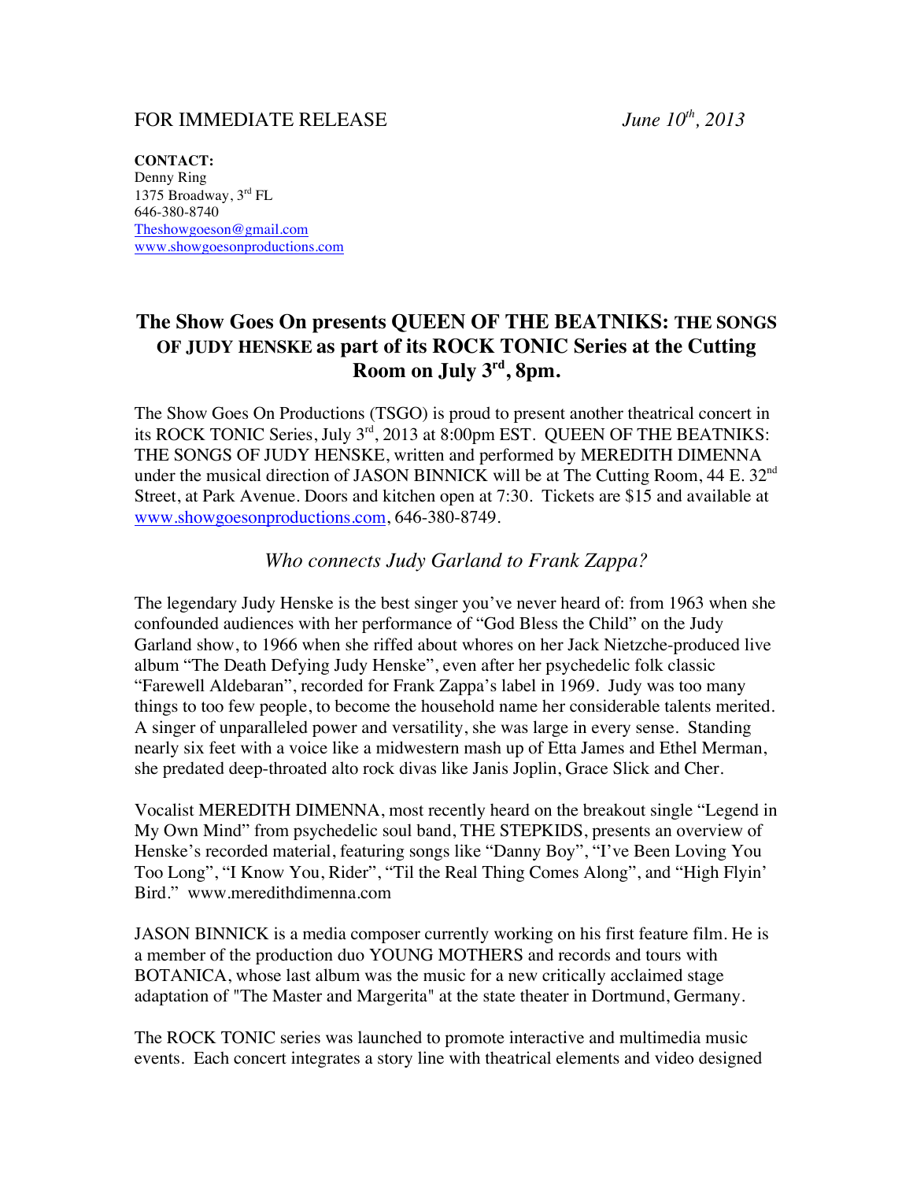FOR IMMEDIATE RELEASE *June 10th, 2013*

**CONTACT:**
Denny Ring
1375 Broadway, 3rd FL
646-380-8740
Theshowgoeson@gmail.com
www.showgoesonproductions.com

## The Show Goes On presents QUEEN OF THE BEATNIKS: THE SONGS OF JUDY HENSKE as part of its ROCK TONIC Series at the Cutting Room on July 3rd, 8pm.

The Show Goes On Productions (TSGO) is proud to present another theatrical concert in its ROCK TONIC Series, July 3rd, 2013 at 8:00pm EST. QUEEN OF THE BEATNIKS: THE SONGS OF JUDY HENSKE, written and performed by MEREDITH DIMENNA under the musical direction of JASON BINNICK will be at The Cutting Room, 44 E. 32nd Street, at Park Avenue. Doors and kitchen open at 7:30. Tickets are $15 and available at www.showgoesonproductions.com, 646-380-8749.

*Who connects Judy Garland to Frank Zappa?*

The legendary Judy Henske is the best singer you've never heard of: from 1963 when she confounded audiences with her performance of "God Bless the Child" on the Judy Garland show, to 1966 when she riffed about whores on her Jack Nietzche-produced live album "The Death Defying Judy Henske", even after her psychedelic folk classic "Farewell Aldebaran", recorded for Frank Zappa's label in 1969. Judy was too many things to too few people, to become the household name her considerable talents merited. A singer of unparalleled power and versatility, she was large in every sense. Standing nearly six feet with a voice like a midwestern mash up of Etta James and Ethel Merman, she predated deep-throated alto rock divas like Janis Joplin, Grace Slick and Cher.

Vocalist MEREDITH DIMENNA, most recently heard on the breakout single "Legend in My Own Mind" from psychedelic soul band, THE STEPKIDS, presents an overview of Henske's recorded material, featuring songs like "Danny Boy", "I've Been Loving You Too Long", "I Know You, Rider", "Til the Real Thing Comes Along", and "High Flyin' Bird." www.meredithdimenna.com

JASON BINNICK is a media composer currently working on his first feature film. He is a member of the production duo YOUNG MOTHERS and records and tours with BOTANICA, whose last album was the music for a new critically acclaimed stage adaptation of "The Master and Margerita" at the state theater in Dortmund, Germany.

The ROCK TONIC series was launched to promote interactive and multimedia music events. Each concert integrates a story line with theatrical elements and video designed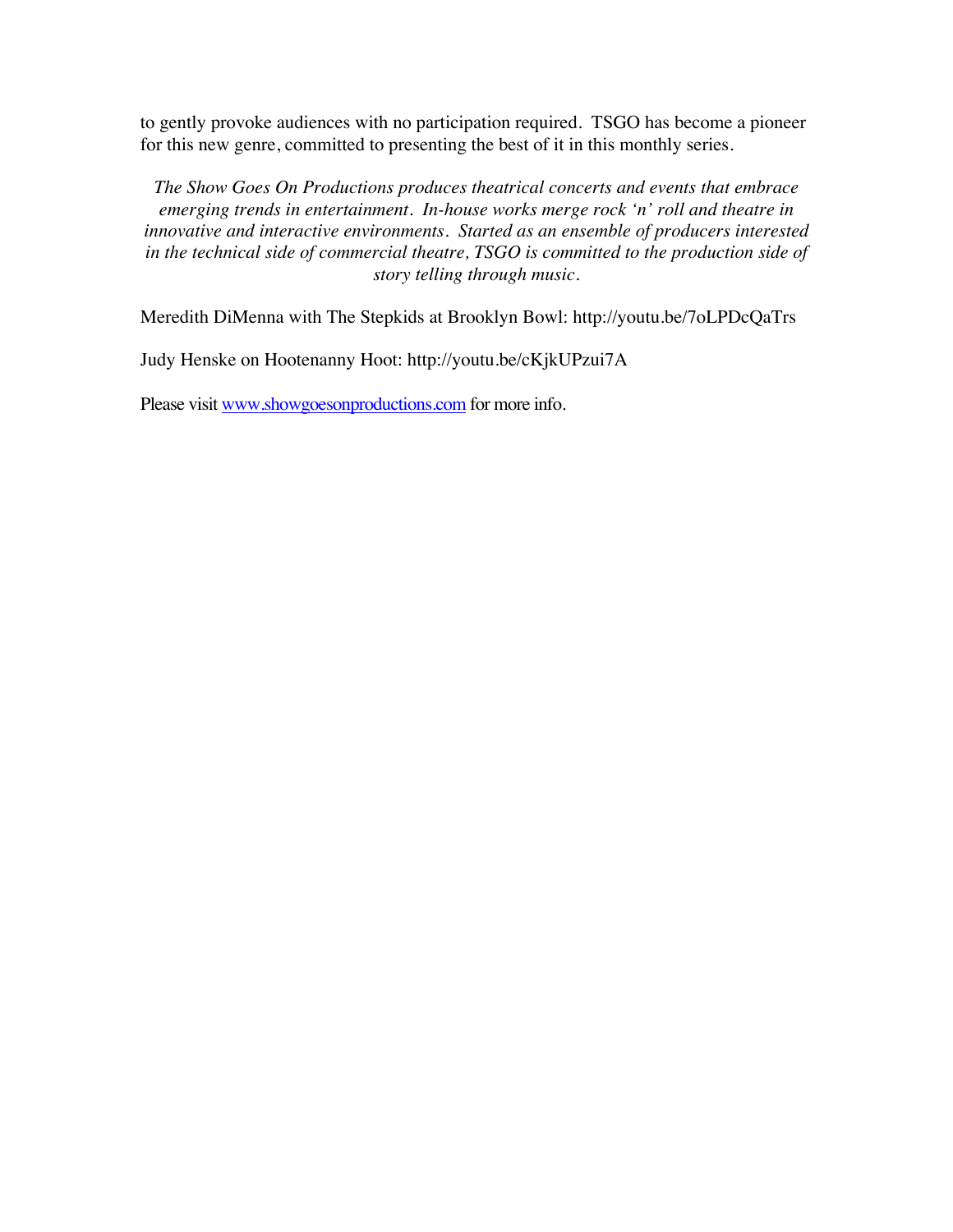to gently provoke audiences with no participation required.  TSGO has become a pioneer for this new genre, committed to presenting the best of it in this monthly series.

*The Show Goes On Productions produces theatrical concerts and events that embrace emerging trends in entertainment.  In-house works merge rock 'n' roll and theatre in innovative and interactive environments.  Started as an ensemble of producers interested in the technical side of commercial theatre, TSGO is committed to the production side of story telling through music.*

Meredith DiMenna with The Stepkids at Brooklyn Bowl: http://youtu.be/7oLPDcQaTrs

Judy Henske on Hootenanny Hoot: http://youtu.be/cKjkUPzui7A

Please visit [www.showgoesonproductions.com](http://www.showgoesonproductions.com) for more info.